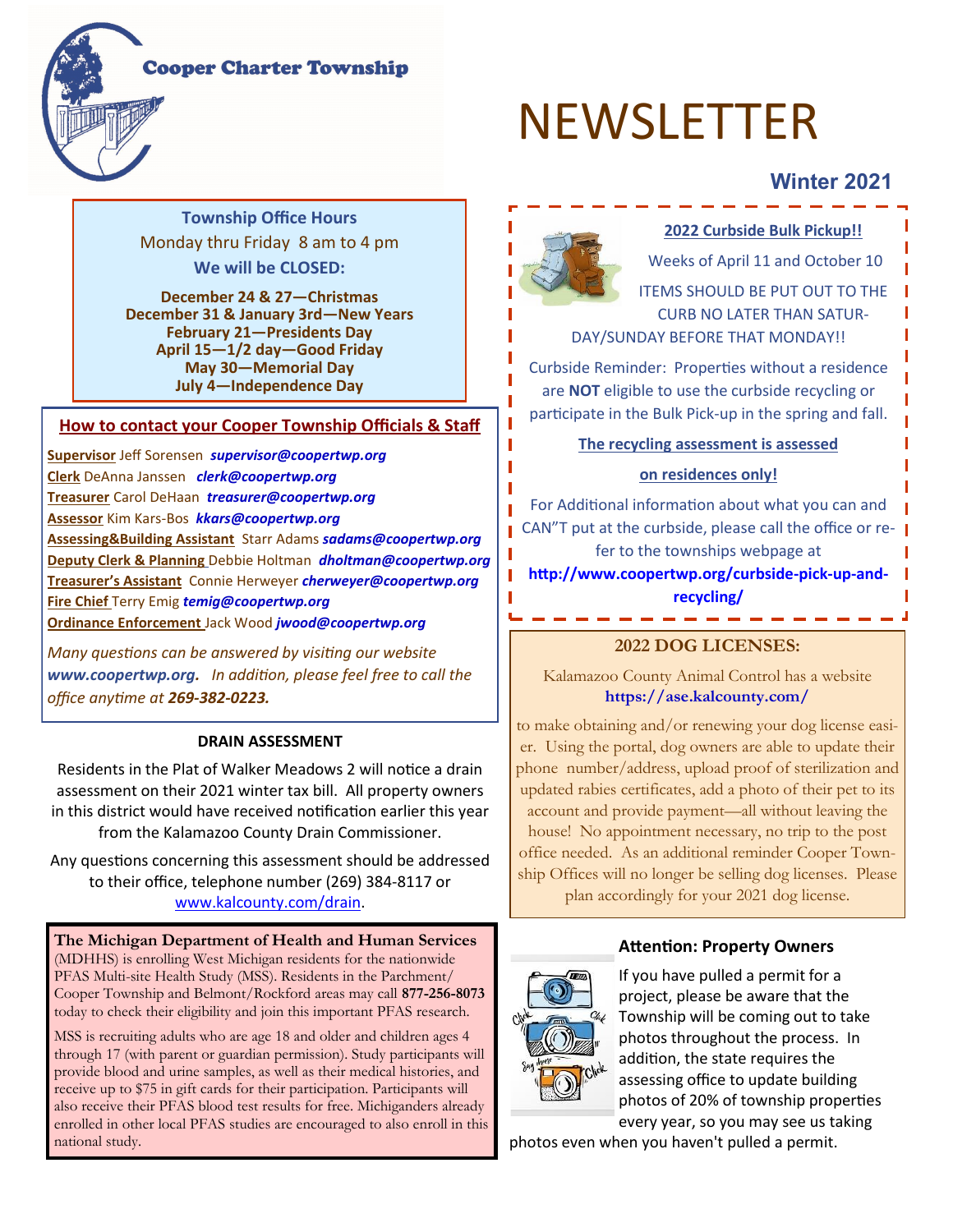Cooper Charter Township

# NEWSLETTER

## Winter 2021

**Township Office Hours**

Monday thru Friday 8 am to 4 pm

**We will be CLOSED:**

**December 24 & 27—Christmas**
**December 31 & January 3rd—New Years**
**February 21—Presidents Day**
**April 15—1/2 day—Good Friday**
**May 30—Memorial Day**
**July 4—Independence Day**

### How to contact your Cooper Township Officials & Staff

**Supervisor** Jeff Sorensen ***supervisor@coopertwp.org***
**Clerk** DeAnna Janssen ***clerk@coopertwp.org***
**Treasurer** Carol DeHaan ***treasurer@coopertwp.org***
**Assessor** Kim Kars-Bos ***kkars@coopertwp.org***
**Assessing&Building Assistant** Starr Adams ***sadams@coopertwp.org***
**Deputy Clerk & Planning** Debbie Holtman ***dholtman@coopertwp.org***
**Treasurer's Assistant** Connie Herweyer ***cherweyer@coopertwp.org***
**Fire Chief** Terry Emig ***temig@coopertwp.org***
**Ordinance Enforcement** Jack Wood ***jwood@coopertwp.org***

*Many questions can be answered by visiting our website **www.coopertwp.org**. In addition, please feel free to call the office anytime at **269-382-0223.***

### DRAIN ASSESSMENT

Residents in the Plat of Walker Meadows 2 will notice a drain assessment on their 2021 winter tax bill. All property owners in this district would have received notification earlier this year from the Kalamazoo County Drain Commissioner.

Any questions concerning this assessment should be addressed to their office, telephone number (269) 384-8117 or www.kalcounty.com/drain.

**The Michigan Department of Health and Human Services** (MDHHS) is enrolling West Michigan residents for the nationwide PFAS Multi-site Health Study (MSS). Residents in the Parchment/ Cooper Township and Belmont/Rockford areas may call **877-256-8073** today to check their eligibility and join this important PFAS research.

MSS is recruiting adults who are age 18 and older and children ages 4 through 17 (with parent or guardian permission). Study participants will provide blood and urine samples, as well as their medical histories, and receive up to $75 in gift cards for their participation. Participants will also receive their PFAS blood test results for free. Michiganders already enrolled in other local PFAS studies are encouraged to also enroll in this national study.

### 2022 Curbside Bulk Pickup!!

Weeks of April 11 and October 10

ITEMS SHOULD BE PUT OUT TO THE CURB NO LATER THAN SATURDAY/SUNDAY BEFORE THAT MONDAY!!

Curbside Reminder: Properties without a residence are **NOT** eligible to use the curbside recycling or participate in the Bulk Pick-up in the spring and fall.

**The recycling assessment is assessed on residences only!**

For Additional information about what you can and CAN"T put at the curbside, please call the office or refer to the townships webpage at **http://www.coopertwp.org/curbside-pick-up-and-recycling/**

### 2022 DOG LICENSES:

Kalamazoo County Animal Control has a website **https://ase.kalcounty.com/** to make obtaining and/or renewing your dog license easier. Using the portal, dog owners are able to update their phone number/address, upload proof of sterilization and updated rabies certificates, add a photo of their pet to its account and provide payment—all without leaving the house! No appointment necessary, no trip to the post office needed. As an additional reminder Cooper Township Offices will no longer be selling dog licenses. Please plan accordingly for your 2021 dog license.

### Attention: Property Owners

If you have pulled a permit for a project, please be aware that the Township will be coming out to take photos throughout the process. In addition, the state requires the assessing office to update building photos of 20% of township properties every year, so you may see us taking photos even when you haven't pulled a permit.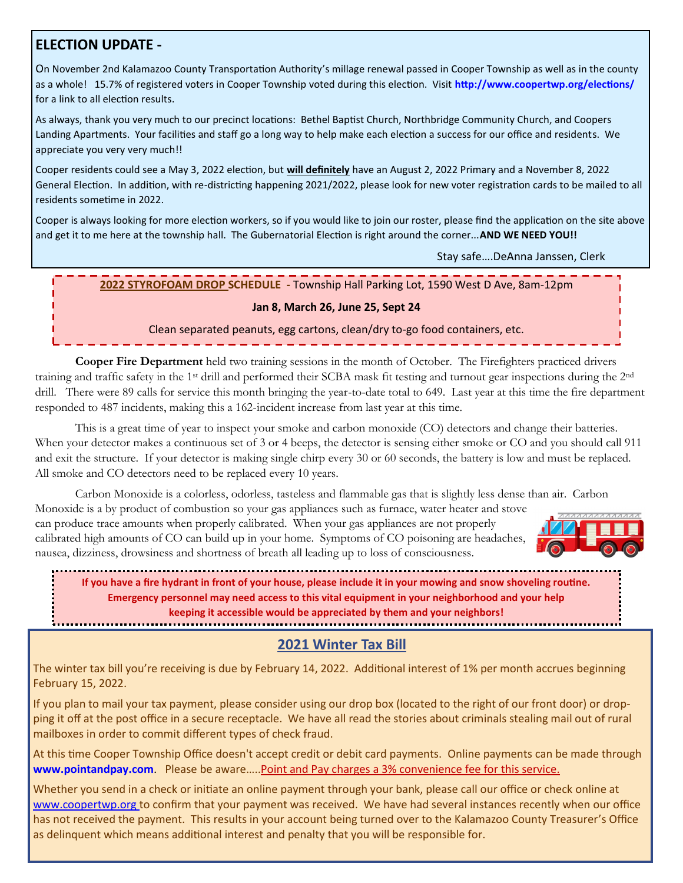## ELECTION UPDATE -

On November 2nd Kalamazoo County Transportation Authority's millage renewal passed in Cooper Township as well as in the county as a whole! 15.7% of registered voters in Cooper Township voted during this election. Visit **http://www.coopertwp.org/elections/** for a link to all election results.

As always, thank you very much to our precinct locations: Bethel Baptist Church, Northbridge Community Church, and Coopers Landing Apartments. Your facilities and staff go a long way to help make each election a success for our office and residents. We appreciate you very very much!!

Cooper residents could see a May 3, 2022 election, but **will definitely** have an August 2, 2022 Primary and a November 8, 2022 General Election. In addition, with re-districting happening 2021/2022, please look for new voter registration cards to be mailed to all residents sometime in 2022.

Cooper is always looking for more election workers, so if you would like to join our roster, please find the application on the site above and get it to me here at the township hall. The Gubernatorial Election is right around the corner…**AND WE NEED YOU!!**

Stay safe….DeAnna Janssen, Clerk

**2022 STYROFOAM DROP SCHEDULE** - Township Hall Parking Lot, 1590 West D Ave, 8am-12pm

**Jan 8, March 26, June 25, Sept 24**

Clean separated peanuts, egg cartons, clean/dry to-go food containers, etc.

**Cooper Fire Department** held two training sessions in the month of October. The Firefighters practiced drivers training and traffic safety in the 1st drill and performed their SCBA mask fit testing and turnout gear inspections during the 2nd drill. There were 89 calls for service this month bringing the year-to-date total to 649. Last year at this time the fire department responded to 487 incidents, making this a 162-incident increase from last year at this time.

This is a great time of year to inspect your smoke and carbon monoxide (CO) detectors and change their batteries. When your detector makes a continuous set of 3 or 4 beeps, the detector is sensing either smoke or CO and you should call 911 and exit the structure. If your detector is making single chirp every 30 or 60 seconds, the battery is low and must be replaced. All smoke and CO detectors need to be replaced every 10 years.

Carbon Monoxide is a colorless, odorless, tasteless and flammable gas that is slightly less dense than air. Carbon Monoxide is a by product of combustion so your gas appliances such as furnace, water heater and stove can produce trace amounts when properly calibrated. When your gas appliances are not properly calibrated high amounts of CO can build up in your home. Symptoms of CO poisoning are headaches, nausea, dizziness, drowsiness and shortness of breath all leading up to loss of consciousness.

**If you have a fire hydrant in front of your house, please include it in your mowing and snow shoveling routine. Emergency personnel may need access to this vital equipment in your neighborhood and your help keeping it accessible would be appreciated by them and your neighbors!**

## 2021 Winter Tax Bill

The winter tax bill you're receiving is due by February 14, 2022. Additional interest of 1% per month accrues beginning February 15, 2022.

If you plan to mail your tax payment, please consider using our drop box (located to the right of our front door) or dropping it off at the post office in a secure receptacle. We have all read the stories about criminals stealing mail out of rural mailboxes in order to commit different types of check fraud.

At this time Cooper Township Office doesn't accept credit or debit card payments. Online payments can be made through **www.pointandpay.com**. Please be aware…..Point and Pay charges a 3% convenience fee for this service.

Whether you send in a check or initiate an online payment through your bank, please call our office or check online at www.coopertwp.org to confirm that your payment was received. We have had several instances recently when our office has not received the payment. This results in your account being turned over to the Kalamazoo County Treasurer's Office as delinquent which means additional interest and penalty that you will be responsible for.